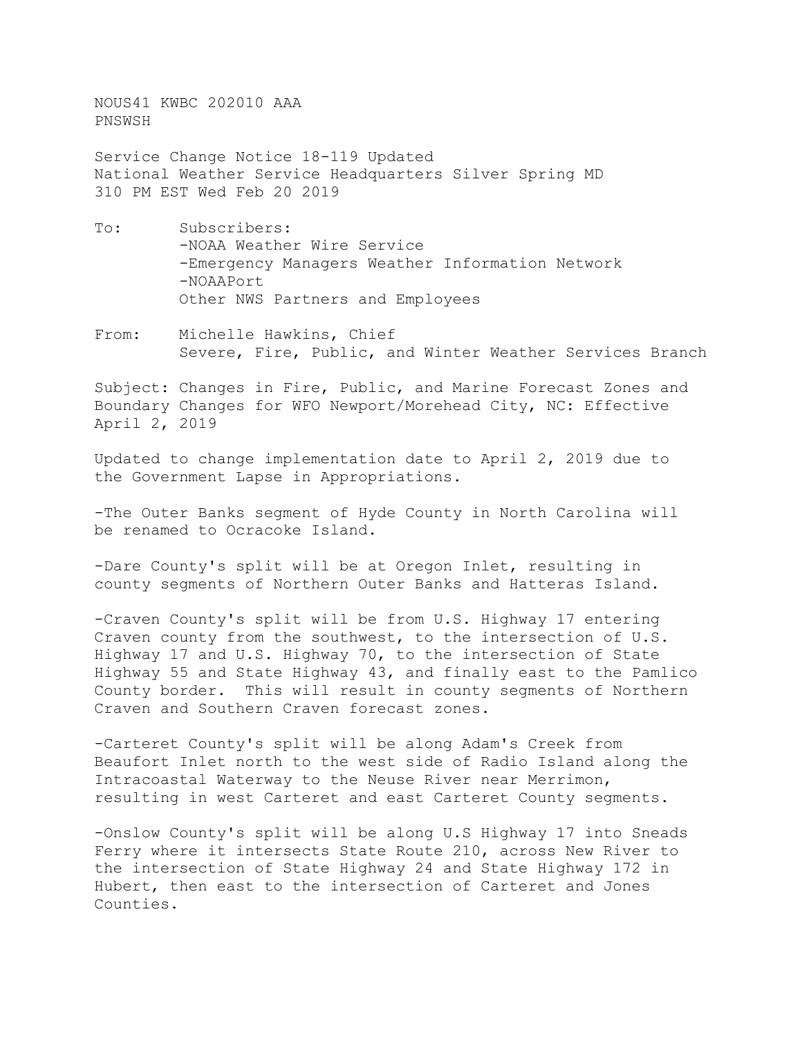NOUS41 KWBC 202010 AAA
PNSWSH

Service Change Notice 18-119 Updated
National Weather Service Headquarters Silver Spring MD
310 PM EST Wed Feb 20 2019

To: Subscribers:
-NOAA Weather Wire Service
-Emergency Managers Weather Information Network
-NOAAPort
Other NWS Partners and Employees

From: Michelle Hawkins, Chief
Severe, Fire, Public, and Winter Weather Services Branch

Subject: Changes in Fire, Public, and Marine Forecast Zones and Boundary Changes for WFO Newport/Morehead City, NC: Effective April 2, 2019

Updated to change implementation date to April 2, 2019 due to the Government Lapse in Appropriations.

-The Outer Banks segment of Hyde County in North Carolina will be renamed to Ocracoke Island.

-Dare County's split will be at Oregon Inlet, resulting in county segments of Northern Outer Banks and Hatteras Island.

-Craven County's split will be from U.S. Highway 17 entering Craven county from the southwest, to the intersection of U.S. Highway 17 and U.S. Highway 70, to the intersection of State Highway 55 and State Highway 43, and finally east to the Pamlico County border. This will result in county segments of Northern Craven and Southern Craven forecast zones.

-Carteret County's split will be along Adam's Creek from Beaufort Inlet north to the west side of Radio Island along the Intracoastal Waterway to the Neuse River near Merrimon, resulting in west Carteret and east Carteret County segments.

-Onslow County's split will be along U.S Highway 17 into Sneads Ferry where it intersects State Route 210, across New River to the intersection of State Highway 24 and State Highway 172 in Hubert, then east to the intersection of Carteret and Jones Counties.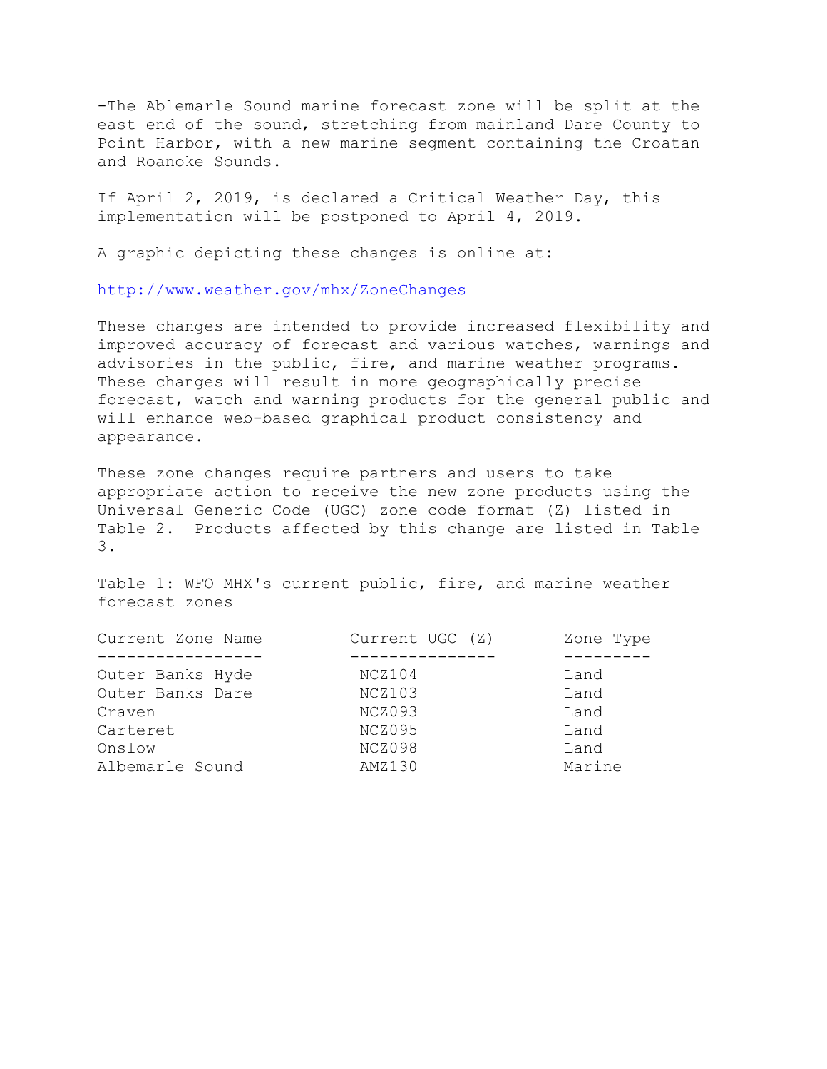-The Ablemarle Sound marine forecast zone will be split at the east end of the sound, stretching from mainland Dare County to Point Harbor, with a new marine segment containing the Croatan and Roanoke Sounds.

If April 2, 2019, is declared a Critical Weather Day, this implementation will be postponed to April 4, 2019.

A graphic depicting these changes is online at:

http://www.weather.gov/mhx/ZoneChanges

These changes are intended to provide increased flexibility and improved accuracy of forecast and various watches, warnings and advisories in the public, fire, and marine weather programs. These changes will result in more geographically precise forecast, watch and warning products for the general public and will enhance web-based graphical product consistency and appearance.

These zone changes require partners and users to take appropriate action to receive the new zone products using the Universal Generic Code (UGC) zone code format (Z) listed in Table 2. Products affected by this change are listed in Table 3.

Table 1: WFO MHX's current public, fire, and marine weather forecast zones

| Current Zone Name | Current UGC (Z) | Zone Type |
|---|---|---|
| Outer Banks Hyde | NCZ104 | Land |
| Outer Banks Dare | NCZ103 | Land |
| Craven | NCZ093 | Land |
| Carteret | NCZ095 | Land |
| Onslow | NCZ098 | Land |
| Albemarle Sound | AMZ130 | Marine |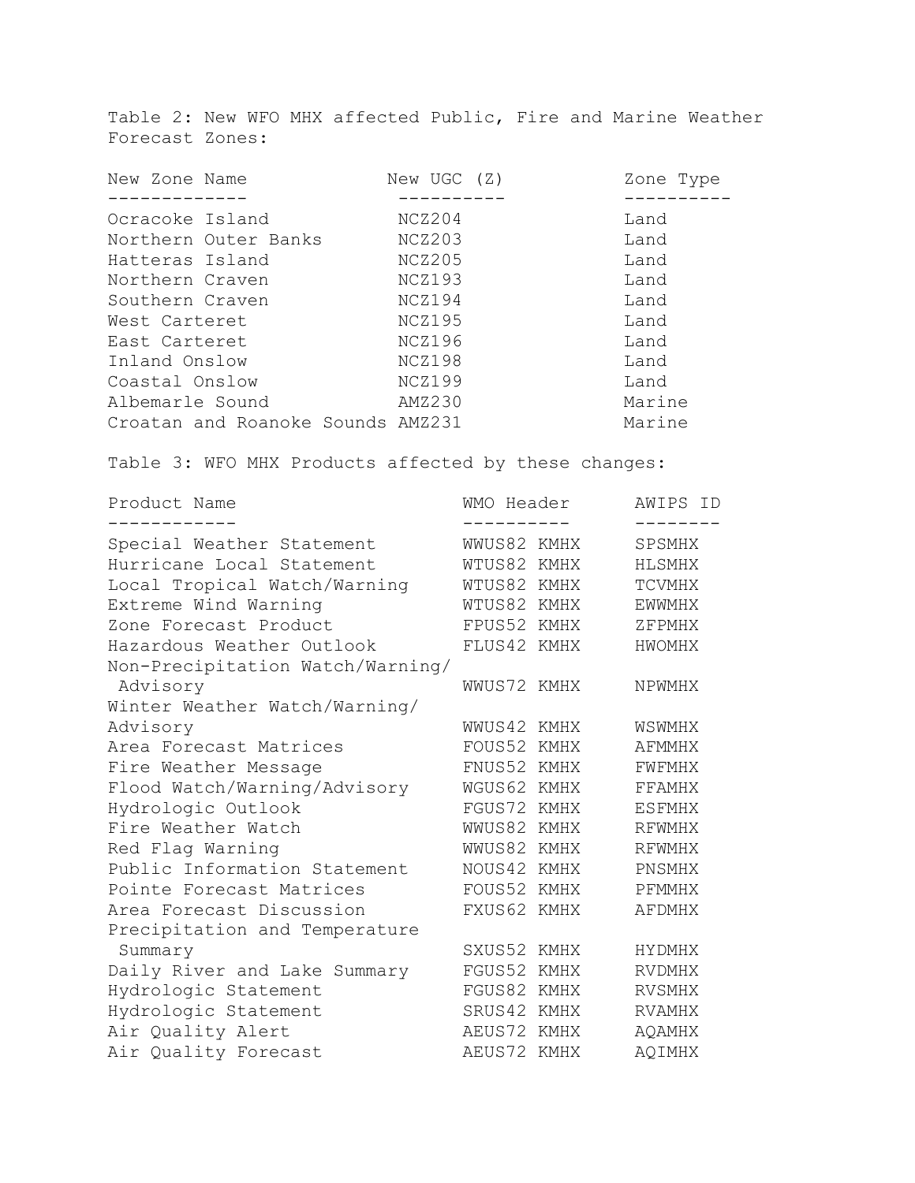Table 2: New WFO MHX affected Public, Fire and Marine Weather Forecast Zones:

| New Zone Name | New UGC (Z) | Zone Type |
|---|---|---|
| Ocracoke Island | NCZ204 | Land |
| Northern Outer Banks | NCZ203 | Land |
| Hatteras Island | NCZ205 | Land |
| Northern Craven | NCZ193 | Land |
| Southern Craven | NCZ194 | Land |
| West Carteret | NCZ195 | Land |
| East Carteret | NCZ196 | Land |
| Inland Onslow | NCZ198 | Land |
| Coastal Onslow | NCZ199 | Land |
| Albemarle Sound | AMZ230 | Marine |
| Croatan and Roanoke Sounds | AMZ231 | Marine |

Table 3: WFO MHX Products affected by these changes:

| Product Name | WMO Header | AWIPS ID |
|---|---|---|
| Special Weather Statement | WWUS82 KMHX | SPSMHX |
| Hurricane Local Statement | WTUS82 KMHX | HLSMHX |
| Local Tropical Watch/Warning | WTUS82 KMHX | TCVMHX |
| Extreme Wind Warning | WTUS82 KMHX | EWWMHX |
| Zone Forecast Product | FPUS52 KMHX | ZFPMHX |
| Hazardous Weather Outlook | FLUS42 KMHX | HWOMHX |
| Non-Precipitation Watch/Warning/ Advisory | WWUS72 KMHX | NPWMHX |
| Winter Weather Watch/Warning/ Advisory | WWUS42 KMHX | WSWMHX |
| Area Forecast Matrices | FOUS52 KMHX | AFMMHX |
| Fire Weather Message | FNUS52 KMHX | FWFMHX |
| Flood Watch/Warning/Advisory | WGUS62 KMHX | FFAMHX |
| Hydrologic Outlook | FGUS72 KMHX | ESFMHX |
| Fire Weather Watch | WWUS82 KMHX | RFWMHX |
| Red Flag Warning | WWUS82 KMHX | RFWMHX |
| Public Information Statement | NOUS42 KMHX | PNSMHX |
| Pointe Forecast Matrices | FOUS52 KMHX | PFMMHX |
| Area Forecast Discussion | FXUS62 KMHX | AFDMHX |
| Precipitation and Temperature Summary | SXUS52 KMHX | HYDMHX |
| Daily River and Lake Summary | FGUS52 KMHX | RVDMHX |
| Hydrologic Statement | FGUS82 KMHX | RVSMHX |
| Hydrologic Statement | SRUS42 KMHX | RVAMHX |
| Air Quality Alert | AEUS72 KMHX | AQAMHX |
| Air Quality Forecast | AEUS72 KMHX | AQIMHX |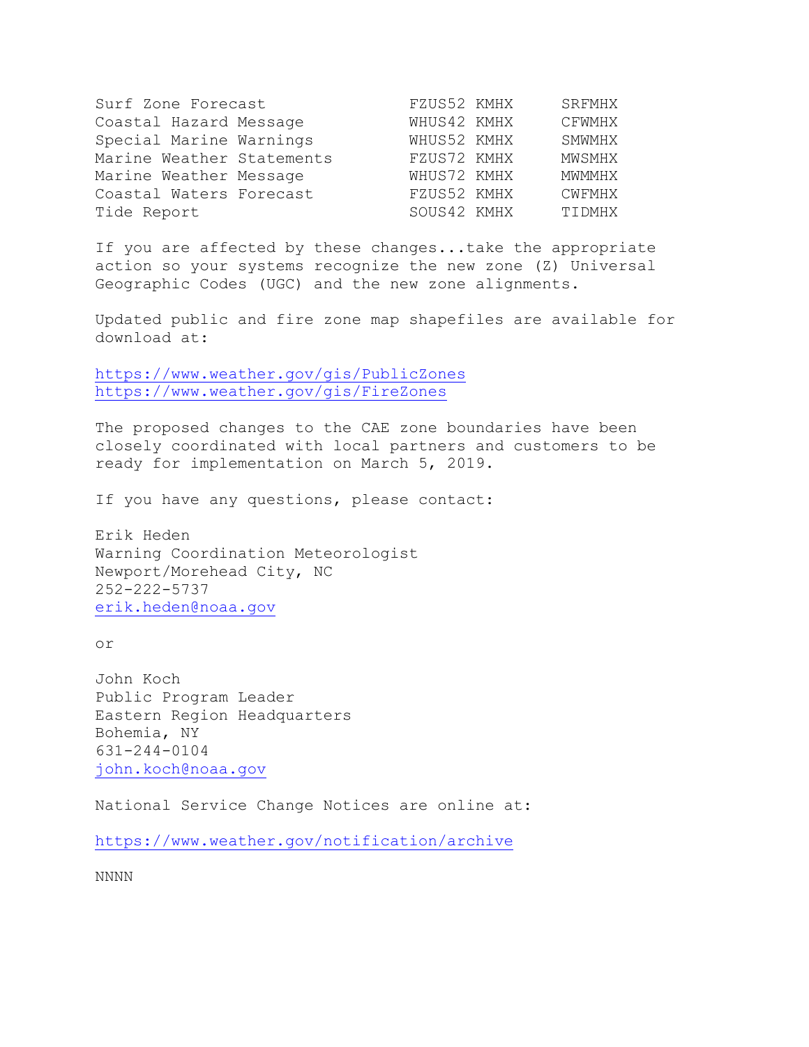| | | |
|---|---|---|
| Surf Zone Forecast | FZUS52 KMHX | SRFMHX |
| Coastal Hazard Message | WHUS42 KMHX | CFWMHX |
| Special Marine Warnings | WHUS52 KMHX | SMWMHX |
| Marine Weather Statements | FZUS72 KMHX | MWSMHX |
| Marine Weather Message | WHUS72 KMHX | MWMMHX |
| Coastal Waters Forecast | FZUS52 KMHX | CWFMHX |
| Tide Report | SOUS42 KMHX | TIDMHX |

If you are affected by these changes...take the appropriate action so your systems recognize the new zone (Z) Universal Geographic Codes (UGC) and the new zone alignments.

Updated public and fire zone map shapefiles are available for download at:

https://www.weather.gov/gis/PublicZones
https://www.weather.gov/gis/FireZones

The proposed changes to the CAE zone boundaries have been closely coordinated with local partners and customers to be ready for implementation on March 5, 2019.

If you have any questions, please contact:

Erik Heden
Warning Coordination Meteorologist
Newport/Morehead City, NC
252-222-5737
erik.heden@noaa.gov

or

John Koch
Public Program Leader
Eastern Region Headquarters
Bohemia, NY
631-244-0104
john.koch@noaa.gov

National Service Change Notices are online at:

https://www.weather.gov/notification/archive

NNNN